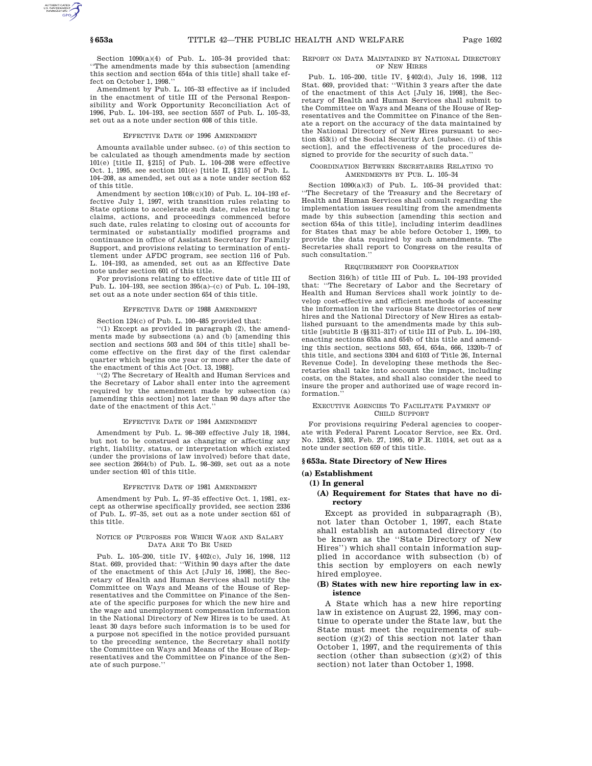Section 1090(a)(4) of Pub. L. 105–34 provided that: ''The amendments made by this subsection [amending this section and section 654a of this title] shall take effect on October 1, 1998.''

Amendment by Pub. L. 105–33 effective as if included in the enactment of title III of the Personal Responsibility and Work Opportunity Reconciliation Act of 1996, Pub. L. 104–193, see section 5557 of Pub. L. 105–33, set out as a note under section 608 of this title.

EFFECTIVE DATE OF 1996 AMENDMENT

Amounts available under subsec. (*o*) of this section to be calculated as though amendments made by section 101(e) [title II, §215] of Pub. L. 104–208 were effective Oct. 1, 1995, see section 101(e) [title II, §215] of Pub. L. 104–208, as amended, set out as a note under section 652 of this title.

Amendment by section 108(c)(10) of Pub. L. 104–193 effective July 1, 1997, with transition rules relating to State options to accelerate such date, rules relating to claims, actions, and proceedings commenced before such date, rules relating to closing out of accounts for terminated or substantially modified programs and continuance in office of Assistant Secretary for Family Support, and provisions relating to termination of entitlement under AFDC program, see section 116 of Pub. L. 104–193, as amended, set out as an Effective Date note under section 601 of this title.

For provisions relating to effective date of title III of Pub. L. 104–193, see section 395(a)–(c) of Pub. L. 104–193, set out as a note under section 654 of this title.

EFFECTIVE DATE OF 1988 AMENDMENT

Section 124(c) of Pub. L. 100–485 provided that:

''(1) Except as provided in paragraph (2), the amendments made by subsections (a) and (b) [amending this section and sections 503 and 504 of this title] shall become effective on the first day of the first calendar quarter which begins one year or more after the date of the enactment of this Act [Oct. 13, 1988].

''(2) The Secretary of Health and Human Services and the Secretary of Labor shall enter into the agreement required by the amendment made by subsection (a) [amending this section] not later than 90 days after the date of the enactment of this Act.''

EFFECTIVE DATE OF 1984 AMENDMENT

Amendment by Pub. L. 98–369 effective July 18, 1984, but not to be construed as changing or affecting any right, liability, status, or interpretation which existed (under the provisions of law involved) before that date, see section 2664(b) of Pub. L. 98–369, set out as a note under section 401 of this title.

EFFECTIVE DATE OF 1981 AMENDMENT

Amendment by Pub. L. 97–35 effective Oct. 1, 1981, except as otherwise specifically provided, see section 2336 of Pub. L. 97–35, set out as a note under section 651 of this title.

NOTICE OF PURPOSES FOR WHICH WAGE AND SALARY DATA ARE TO BE USED

Pub. L. 105–200, title IV, §402(c), July 16, 1998, 112 Stat. 669, provided that: ''Within 90 days after the date of the enactment of this Act [July 16, 1998], the Secretary of Health and Human Services shall notify the Committee on Ways and Means of the House of Representatives and the Committee on Finance of the Senate of the specific purposes for which the new hire and the wage and unemployment compensation information in the National Directory of New Hires is to be used. At least 30 days before such information is to be used for a purpose not specified in the notice provided pursuant to the preceding sentence, the Secretary shall notify the Committee on Ways and Means of the House of Representatives and the Committee on Finance of the Senate of such purpose.''

REPORT ON DATA MAINTAINED BY NATIONAL DIRECTORY OF NEW HIRES

Pub. L. 105–200, title IV, §402(d), July 16, 1998, 112 Stat. 669, provided that: ''Within 3 years after the date of the enactment of this Act [July 16, 1998], the Secretary of Health and Human Services shall submit to the Committee on Ways and Means of the House of Representatives and the Committee on Finance of the Senate a report on the accuracy of the data maintained by the National Directory of New Hires pursuant to section 453(i) of the Social Security Act [subsec. (i) of this section], and the effectiveness of the procedures designed to provide for the security of such data.''

COORDINATION BETWEEN SECRETARIES RELATING TO AMENDMENTS BY PUB. L. 105–34

Section 1090(a)(3) of Pub. L. 105–34 provided that: ''The Secretary of the Treasury and the Secretary of Health and Human Services shall consult regarding the implementation issues resulting from the amendments made by this subsection [amending this section and section 654a of this title], including interim deadlines for States that may be able before October 1, 1999, to provide the data required by such amendments. The Secretaries shall report to Congress on the results of such consultation.''

REQUIREMENT FOR COOPERATION

Section 316(h) of title III of Pub. L. 104–193 provided that: ''The Secretary of Labor and the Secretary of Health and Human Services shall work jointly to develop cost-effective and efficient methods of accessing the information in the various State directories of new hires and the National Directory of New Hires as established pursuant to the amendments made by this subtitle [subtitle B (§§311–317) of title III of Pub. L. 104–193, enacting sections 653a and 654b of this title and amending this section, sections 503, 654, 654a, 666, 1320b–7 of this title, and sections 3304 and 6103 of Title 26, Internal Revenue Code]. In developing these methods the Secretaries shall take into account the impact, including costs, on the States, and shall also consider the need to insure the proper and authorized use of wage record information.''

EXECUTIVE AGENCIES TO FACILITATE PAYMENT OF CHILD SUPPORT

For provisions requiring Federal agencies to cooperate with Federal Parent Locator Service, see Ex. Ord. No. 12953, §303, Feb. 27, 1995, 60 F.R. 11014, set out as a note under section 659 of this title.

## §653a. State Directory of New Hires

### (a) Establishment

#### (1) In general

**(A) Requirement for States that have no directory**

Except as provided in subparagraph (B), not later than October 1, 1997, each State shall establish an automated directory (to be known as the ''State Directory of New Hires'') which shall contain information supplied in accordance with subsection (b) of this section by employers on each newly hired employee.

**(B) States with new hire reporting law in existence**

A State which has a new hire reporting law in existence on August 22, 1996, may continue to operate under the State law, but the State must meet the requirements of subsection (g)(2) of this section not later than October 1, 1997, and the requirements of this section (other than subsection (g)(2) of this section) not later than October 1, 1998.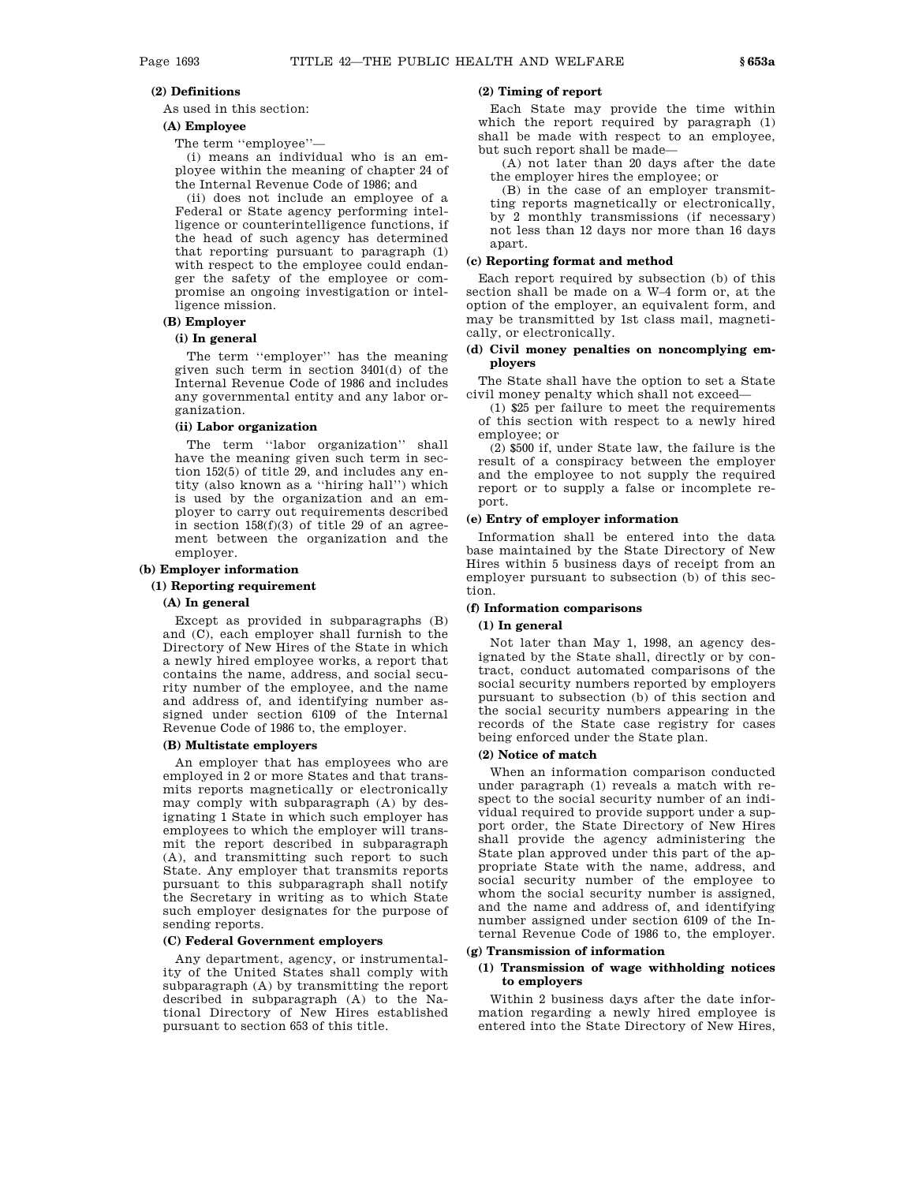**(2) Definitions**

As used in this section:

**(A) Employee**

The term ''employee''—

(i) means an individual who is an employee within the meaning of chapter 24 of the Internal Revenue Code of 1986; and

(ii) does not include an employee of a Federal or State agency performing intelligence or counterintelligence functions, if the head of such agency has determined that reporting pursuant to paragraph (1) with respect to the employee could endanger the safety of the employee or compromise an ongoing investigation or intelligence mission.

**(B) Employer**

**(i) In general**

The term ''employer'' has the meaning given such term in section 3401(d) of the Internal Revenue Code of 1986 and includes any governmental entity and any labor organization.

**(ii) Labor organization**

The term ''labor organization'' shall have the meaning given such term in section 152(5) of title 29, and includes any entity (also known as a ''hiring hall'') which is used by the organization and an employer to carry out requirements described in section 158(f)(3) of title 29 of an agreement between the organization and the employer.

**(b) Employer information**

**(1) Reporting requirement**

**(A) In general**

Except as provided in subparagraphs (B) and (C), each employer shall furnish to the Directory of New Hires of the State in which a newly hired employee works, a report that contains the name, address, and social security number of the employee, and the name and address of, and identifying number assigned under section 6109 of the Internal Revenue Code of 1986 to, the employer.

**(B) Multistate employers**

An employer that has employees who are employed in 2 or more States and that transmits reports magnetically or electronically may comply with subparagraph (A) by designating 1 State in which such employer has employees to which the employer will transmit the report described in subparagraph (A), and transmitting such report to such State. Any employer that transmits reports pursuant to this subparagraph shall notify the Secretary in writing as to which State such employer designates for the purpose of sending reports.

**(C) Federal Government employers**

Any department, agency, or instrumentality of the United States shall comply with subparagraph (A) by transmitting the report described in subparagraph (A) to the National Directory of New Hires established pursuant to section 653 of this title.

**(2) Timing of report**

Each State may provide the time within which the report required by paragraph (1) shall be made with respect to an employee, but such report shall be made—

(A) not later than 20 days after the date the employer hires the employee; or

(B) in the case of an employer transmitting reports magnetically or electronically, by 2 monthly transmissions (if necessary) not less than 12 days nor more than 16 days apart.

**(c) Reporting format and method**

Each report required by subsection (b) of this section shall be made on a W–4 form or, at the option of the employer, an equivalent form, and may be transmitted by 1st class mail, magnetically, or electronically.

**(d) Civil money penalties on noncomplying employers**

The State shall have the option to set a State civil money penalty which shall not exceed—

(1) $25 per failure to meet the requirements of this section with respect to a newly hired employee; or

(2) $500 if, under State law, the failure is the result of a conspiracy between the employer and the employee to not supply the required report or to supply a false or incomplete report.

**(e) Entry of employer information**

Information shall be entered into the data base maintained by the State Directory of New Hires within 5 business days of receipt from an employer pursuant to subsection (b) of this section.

**(f) Information comparisons**

**(1) In general**

Not later than May 1, 1998, an agency designated by the State shall, directly or by contract, conduct automated comparisons of the social security numbers reported by employers pursuant to subsection (b) of this section and the social security numbers appearing in the records of the State case registry for cases being enforced under the State plan.

**(2) Notice of match**

When an information comparison conducted under paragraph (1) reveals a match with respect to the social security number of an individual required to provide support under a support order, the State Directory of New Hires shall provide the agency administering the State plan approved under this part of the appropriate State with the name, address, and social security number of the employee to whom the social security number is assigned, and the name and address of, and identifying number assigned under section 6109 of the Internal Revenue Code of 1986 to, the employer.

**(g) Transmission of information**

**(1) Transmission of wage withholding notices to employers**

Within 2 business days after the date information regarding a newly hired employee is entered into the State Directory of New Hires,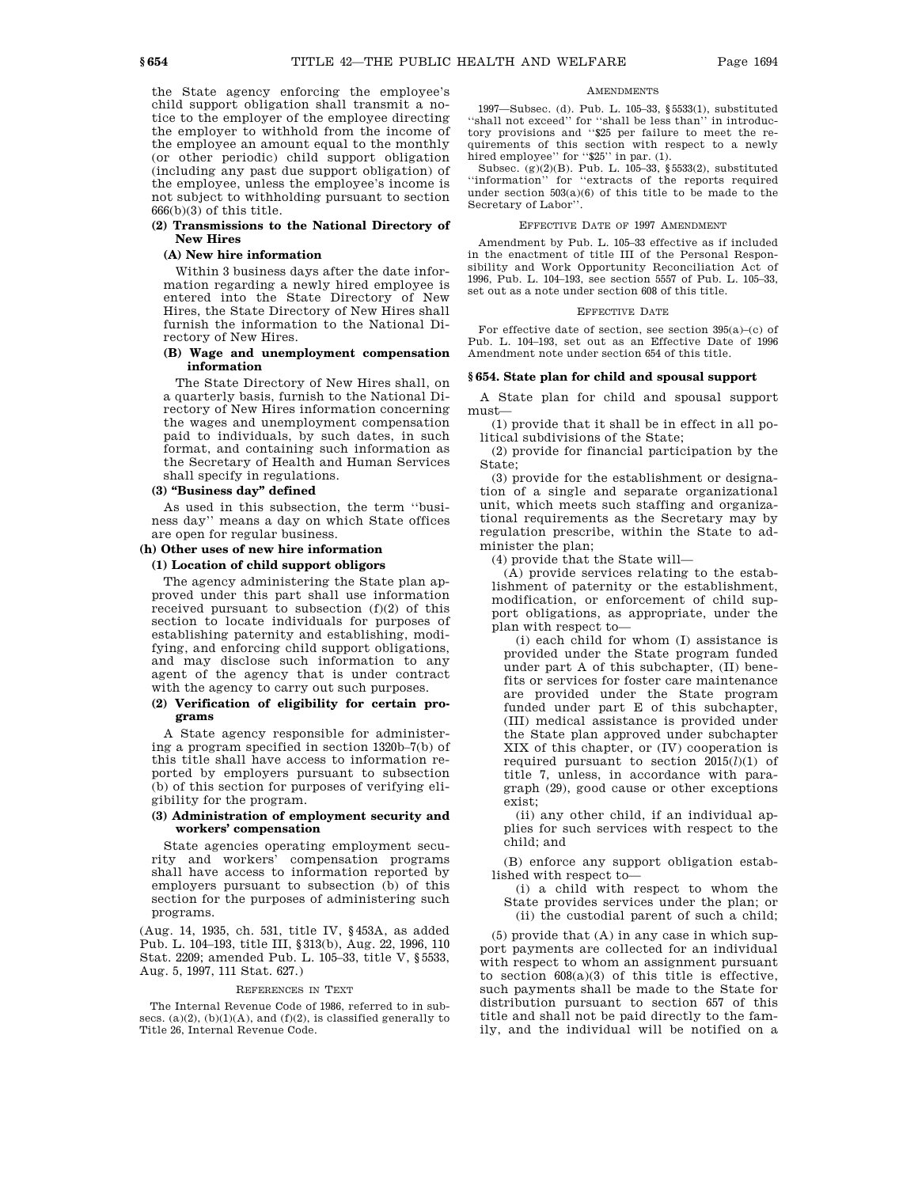the State agency enforcing the employee's child support obligation shall transmit a notice to the employer of the employee directing the employer to withhold from the income of the employee an amount equal to the monthly (or other periodic) child support obligation (including any past due support obligation) of the employee, unless the employee's income is not subject to withholding pursuant to section 666(b)(3) of this title.

**(2) Transmissions to the National Directory of New Hires**

**(A) New hire information**

Within 3 business days after the date information regarding a newly hired employee is entered into the State Directory of New Hires, the State Directory of New Hires shall furnish the information to the National Directory of New Hires.

**(B) Wage and unemployment compensation information**

The State Directory of New Hires shall, on a quarterly basis, furnish to the National Directory of New Hires information concerning the wages and unemployment compensation paid to individuals, by such dates, in such format, and containing such information as the Secretary of Health and Human Services shall specify in regulations.

**(3) "Business day" defined**

As used in this subsection, the term ''business day'' means a day on which State offices are open for regular business.

**(h) Other uses of new hire information**

**(1) Location of child support obligors**

The agency administering the State plan approved under this part shall use information received pursuant to subsection (f)(2) of this section to locate individuals for purposes of establishing paternity and establishing, modifying, and enforcing child support obligations, and may disclose such information to any agent of the agency that is under contract with the agency to carry out such purposes.

**(2) Verification of eligibility for certain programs**

A State agency responsible for administering a program specified in section 1320b–7(b) of this title shall have access to information reported by employers pursuant to subsection (b) of this section for purposes of verifying eligibility for the program.

**(3) Administration of employment security and workers' compensation**

State agencies operating employment security and workers' compensation programs shall have access to information reported by employers pursuant to subsection (b) of this section for the purposes of administering such programs.

(Aug. 14, 1935, ch. 531, title IV, §453A, as added Pub. L. 104–193, title III, §313(b), Aug. 22, 1996, 110 Stat. 2209; amended Pub. L. 105–33, title V, §5533, Aug. 5, 1997, 111 Stat. 627.)

REFERENCES IN TEXT

The Internal Revenue Code of 1986, referred to in subsecs. (a)(2), (b)(1)(A), and (f)(2), is classified generally to Title 26, Internal Revenue Code.

AMENDMENTS

1997—Subsec. (d). Pub. L. 105–33, §5533(1), substituted ''shall not exceed'' for ''shall be less than'' in introductory provisions and ''$25 per failure to meet the requirements of this section with respect to a newly hired employee'' for ''$25'' in par. (1).

Subsec. (g)(2)(B). Pub. L. 105–33, §5533(2), substituted ''information'' for ''extracts of the reports required under section 503(a)(6) of this title to be made to the Secretary of Labor''.

EFFECTIVE DATE OF 1997 AMENDMENT

Amendment by Pub. L. 105–33 effective as if included in the enactment of title III of the Personal Responsibility and Work Opportunity Reconciliation Act of 1996, Pub. L. 104–193, see section 5557 of Pub. L. 105–33, set out as a note under section 608 of this title.

EFFECTIVE DATE

For effective date of section, see section 395(a)–(c) of Pub. L. 104–193, set out as an Effective Date of 1996 Amendment note under section 654 of this title.

### §654. State plan for child and spousal support

A State plan for child and spousal support must—

(1) provide that it shall be in effect in all political subdivisions of the State;

(2) provide for financial participation by the State;

(3) provide for the establishment or designation of a single and separate organizational unit, which meets such staffing and organizational requirements as the Secretary may by regulation prescribe, within the State to administer the plan;

(4) provide that the State will—

(A) provide services relating to the establishment of paternity or the establishment, modification, or enforcement of child support obligations, as appropriate, under the plan with respect to—

(i) each child for whom (I) assistance is provided under the State program funded under part A of this subchapter, (II) benefits or services for foster care maintenance are provided under the State program funded under part E of this subchapter, (III) medical assistance is provided under the State plan approved under subchapter XIX of this chapter, or (IV) cooperation is required pursuant to section 2015(*l*)(1) of title 7, unless, in accordance with paragraph (29), good cause or other exceptions exist;

(ii) any other child, if an individual applies for such services with respect to the child; and

(B) enforce any support obligation established with respect to—

(i) a child with respect to whom the State provides services under the plan; or

(ii) the custodial parent of such a child;

(5) provide that (A) in any case in which support payments are collected for an individual with respect to whom an assignment pursuant to section 608(a)(3) of this title is effective, such payments shall be made to the State for distribution pursuant to section 657 of this title and shall not be paid directly to the family, and the individual will be notified on a